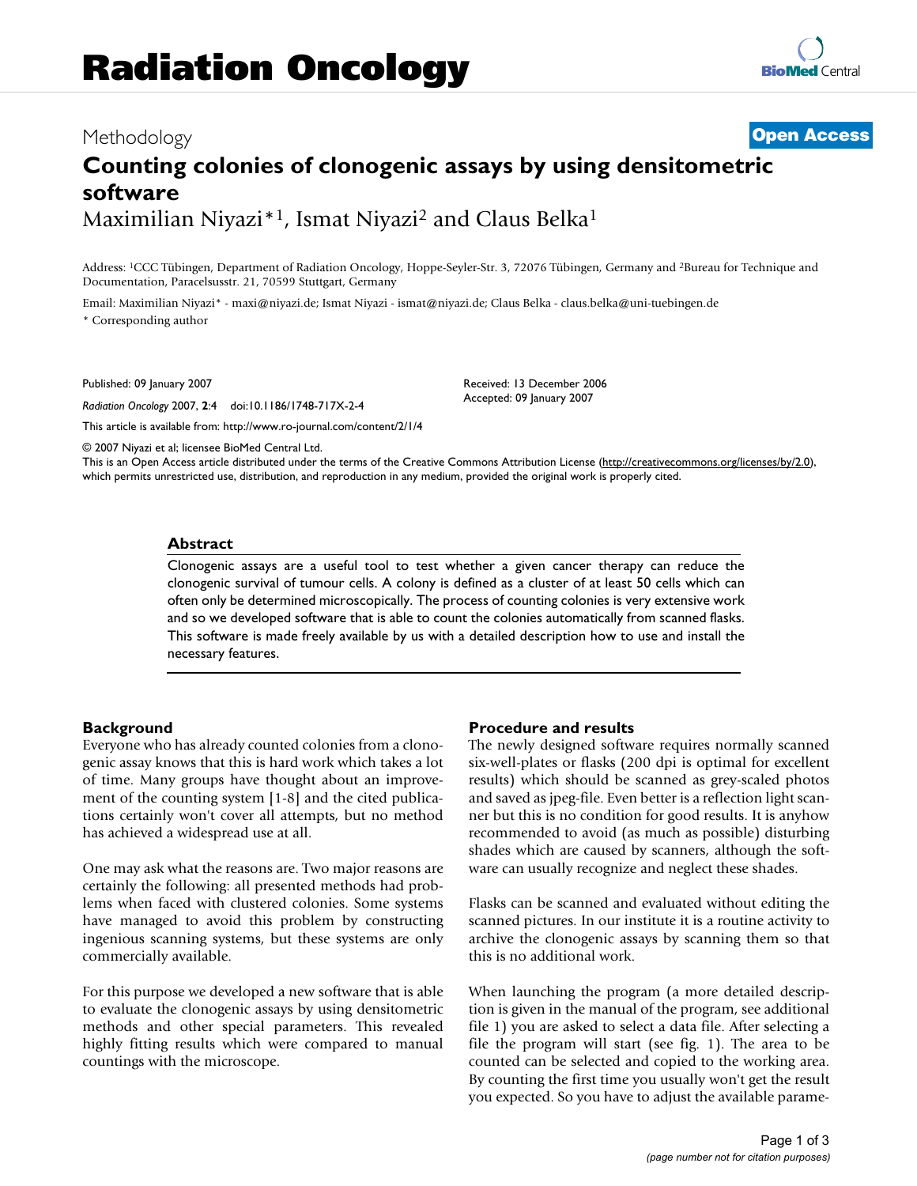Radiation Oncology

Methodology

**Open Access**

# Counting colonies of clonogenic assays by using densitometric software

Maximilian Niyazi*[1], Ismat Niyazi[2] and Claus Belka[1]

Address: [1]CCC Tübingen, Department of Radiation Oncology, Hoppe-Seyler-Str. 3, 72076 Tübingen, Germany and [2]Bureau for Technique and Documentation, Paracelsusstr. 21, 70599 Stuttgart, Germany

Email: Maximilian Niyazi* - maxi@niyazi.de; Ismat Niyazi - ismat@niyazi.de; Claus Belka - claus.belka@uni-tuebingen.de

\* Corresponding author

Published: 09 January 2007

*Radiation Oncology* 2007, **2**:4 doi:10.1186/1748-717X-2-4

Received: 13 December 2006

Accepted: 09 January 2007

This article is available from: http://www.ro-journal.com/content/2/1/4

© 2007 Niyazi et al; licensee BioMed Central Ltd.

This is an Open Access article distributed under the terms of the Creative Commons Attribution License (http://creativecommons.org/licenses/by/2.0), which permits unrestricted use, distribution, and reproduction in any medium, provided the original work is properly cited.

## Abstract

Clonogenic assays are a useful tool to test whether a given cancer therapy can reduce the clonogenic survival of tumour cells. A colony is defined as a cluster of at least 50 cells which can often only be determined microscopically. The process of counting colonies is very extensive work and so we developed software that is able to count the colonies automatically from scanned flasks. This software is made freely available by us with a detailed description how to use and install the necessary features.

## Background

Everyone who has already counted colonies from a clonogenic assay knows that this is hard work which takes a lot of time. Many groups have thought about an improvement of the counting system [1-8] and the cited publications certainly won't cover all attempts, but no method has achieved a widespread use at all.

One may ask what the reasons are. Two major reasons are certainly the following: all presented methods had problems when faced with clustered colonies. Some systems have managed to avoid this problem by constructing ingenious scanning systems, but these systems are only commercially available.

For this purpose we developed a new software that is able to evaluate the clonogenic assays by using densitometric methods and other special parameters. This revealed highly fitting results which were compared to manual countings with the microscope.

## Procedure and results

The newly designed software requires normally scanned six-well-plates or flasks (200 dpi is optimal for excellent results) which should be scanned as grey-scaled photos and saved as jpeg-file. Even better is a reflection light scanner but this is no condition for good results. It is anyhow recommended to avoid (as much as possible) disturbing shades which are caused by scanners, although the software can usually recognize and neglect these shades.

Flasks can be scanned and evaluated without editing the scanned pictures. In our institute it is a routine activity to archive the clonogenic assays by scanning them so that this is no additional work.

When launching the program (a more detailed description is given in the manual of the program, see additional file 1) you are asked to select a data file. After selecting a file the program will start (see fig. 1). The area to be counted can be selected and copied to the working area. By counting the first time you usually won't get the result you expected. So you have to adjust the available parame-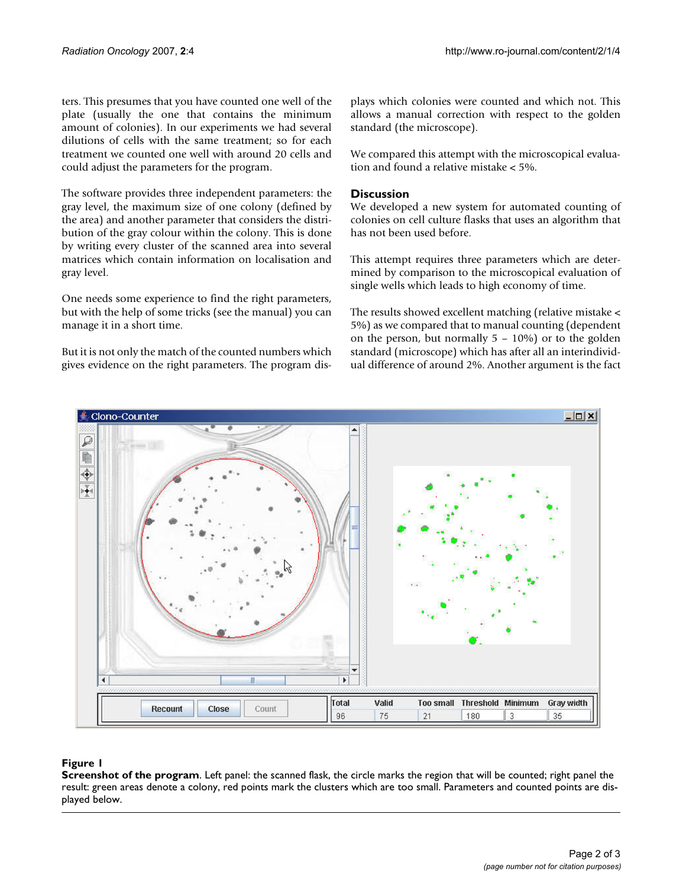ters. This presumes that you have counted one well of the plate (usually the one that contains the minimum amount of colonies). In our experiments we had several dilutions of cells with the same treatment; so for each treatment we counted one well with around 20 cells and could adjust the parameters for the program.

The software provides three independent parameters: the gray level, the maximum size of one colony (defined by the area) and another parameter that considers the distribution of the gray colour within the colony. This is done by writing every cluster of the scanned area into several matrices which contain information on localisation and gray level.

One needs some experience to find the right parameters, but with the help of some tricks (see the manual) you can manage it in a short time.

But it is not only the match of the counted numbers which gives evidence on the right parameters. The program displays which colonies were counted and which not. This allows a manual correction with respect to the golden standard (the microscope).

We compared this attempt with the microscopical evaluation and found a relative mistake < 5%.

## Discussion

We developed a new system for automated counting of colonies on cell culture flasks that uses an algorithm that has not been used before.

This attempt requires three parameters which are determined by comparison to the microscopical evaluation of single wells which leads to high economy of time.

The results showed excellent matching (relative mistake < 5%) as we compared that to manual counting (dependent on the person, but normally 5 – 10%) or to the golden standard (microscope) which has after all an interindividual difference of around 2%. Another argument is the fact

**Figure 1**

**Screenshot of the program**. Left panel: the scanned flask, the circle marks the region that will be counted; right panel the result: green areas denote a colony, red points mark the clusters which are too small. Parameters and counted points are displayed below.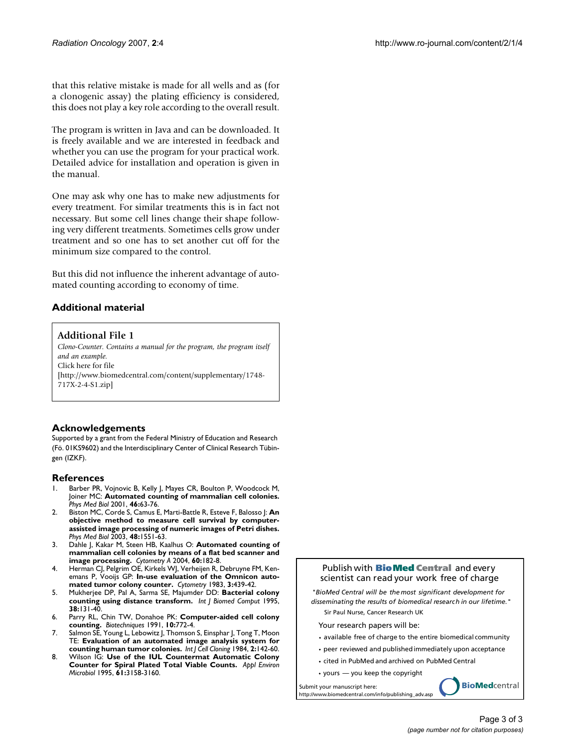that this relative mistake is made for all wells and as (for a clonogenic assay) the plating efficiency is considered, this does not play a key role according to the overall result.

The program is written in Java and can be downloaded. It is freely available and we are interested in feedback and whether you can use the program for your practical work. Detailed advice for installation and operation is given in the manual.

One may ask why one has to make new adjustments for every treatment. For similar treatments this is in fact not necessary. But some cell lines change their shape following very different treatments. Sometimes cells grow under treatment and so one has to set another cut off for the minimum size compared to the control.

But this did not influence the inherent advantage of automated counting according to economy of time.

## Additional material

**Additional File 1**

*Clono-Counter. Contains a manual for the program, the program itself and an example.*

Click here for file

[http://www.biomedcentral.com/content/supplementary/1748-717X-2-4-S1.zip]

## Acknowledgements

Supported by a grant from the Federal Ministry of Education and Research (Fö. 01KS9602) and the Interdisciplinary Center of Clinical Research Tübingen (IZKF).

## References

1. Barber PR, Vojnovic B, Kelly J, Mayes CR, Boulton P, Woodcock M, Joiner MC: **Automated counting of mammalian cell colonies.** *Phys Med Biol* 2001, **46:**63-76.
2. Biston MC, Corde S, Camus E, Marti-Battle R, Esteve F, Balosso J: **An objective method to measure cell survival by computer-assisted image processing of numeric images of Petri dishes.** *Phys Med Biol* 2003, **48:**1551-63.
3. Dahle J, Kakar M, Steen HB, Kaalhus O: **Automated counting of mammalian cell colonies by means of a flat bed scanner and image processing.** *Cytometry A* 2004, **60:**182-8.
4. Herman CJ, Pelgrim OE, Kirkels WJ, Verheijen R, Debruyne FM, Kenemans P, Vooijs GP: **In-use evaluation of the Omnicon automated tumor colony counter.** *Cytometry* 1983, **3:**439-42.
5. Mukherjee DP, Pal A, Sarma SE, Majumder DD: **Bacterial colony counting using distance transform.** *Int J Biomed Comput* 1995, **38:**131-40.
6. Parry RL, Chin TW, Donahoe PK: **Computer-aided cell colony counting.** *Biotechniques* 1991, **10:**772-4.
7. Salmon SE, Young L, Lebowitz J, Thomson S, Einsphar J, Tong T, Moon TE: **Evaluation of an automated image analysis system for counting human tumor colonies.** *Int J Cell Cloning* 1984, **2:**142-60.
8. Wilson IG: **Use of the IUL Countermat Automatic Colony Counter for Spiral Plated Total Viable Counts.** *Appl Environ Microbiol* 1995, **61:**3158-3160.